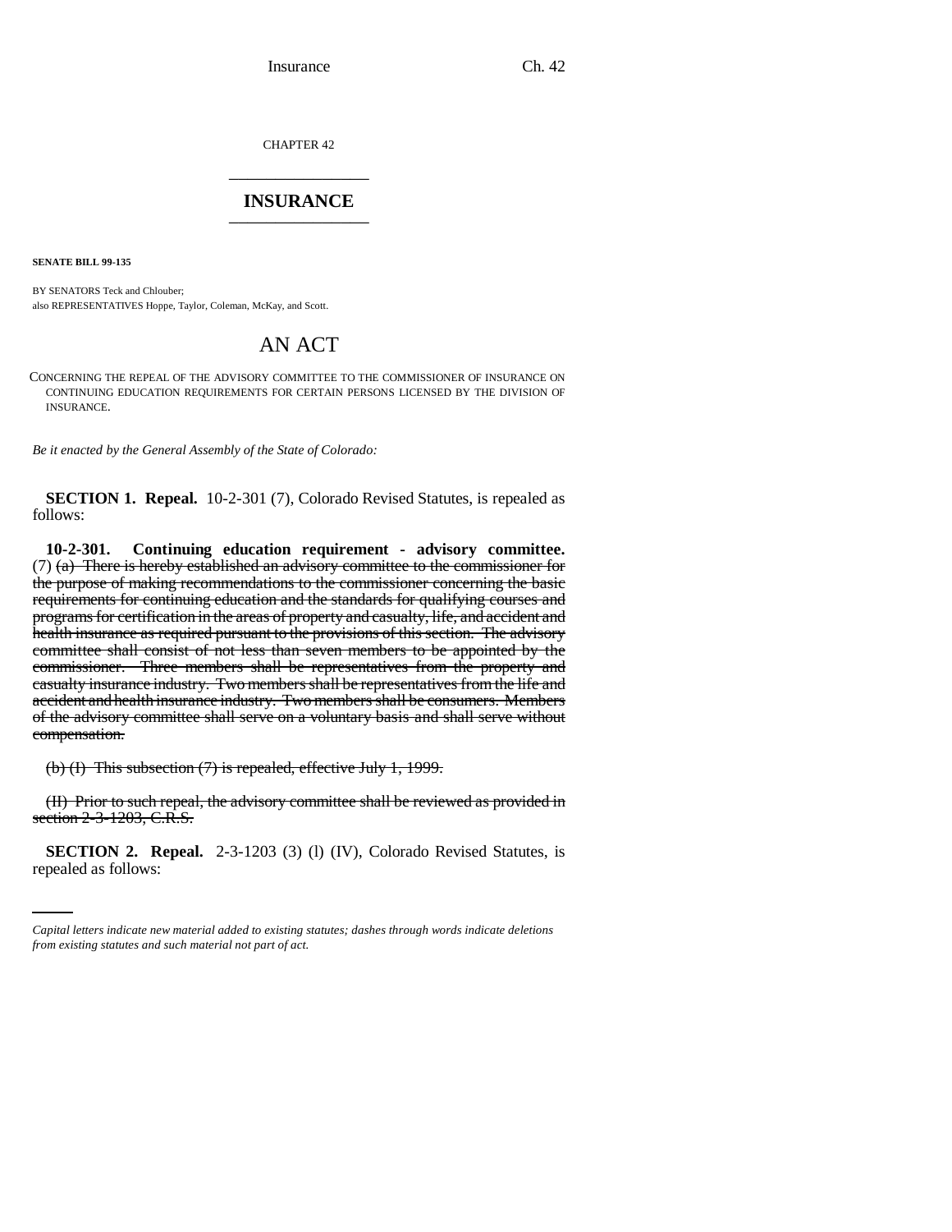CHAPTER 42

## INSURANCE

**SENATE BILL 99-135**

BY SENATORS Teck and Chlouber;
also REPRESENTATIVES Hoppe, Taylor, Coleman, McKay, and Scott.

# AN ACT

CONCERNING THE REPEAL OF THE ADVISORY COMMITTEE TO THE COMMISSIONER OF INSURANCE ON CONTINUING EDUCATION REQUIREMENTS FOR CERTAIN PERSONS LICENSED BY THE DIVISION OF INSURANCE.

*Be it enacted by the General Assembly of the State of Colorado:*

**SECTION 1. Repeal.** 10-2-301 (7), Colorado Revised Statutes, is repealed as follows:

**10-2-301. Continuing education requirement - advisory committee.** (7) ~~(a) There is hereby established an advisory committee to the commissioner for the purpose of making recommendations to the commissioner concerning the basic requirements for continuing education and the standards for qualifying courses and programs for certification in the areas of property and casualty, life, and accident and health insurance as required pursuant to the provisions of this section. The advisory committee shall consist of not less than seven members to be appointed by the commissioner. Three members shall be representatives from the property and casualty insurance industry. Two members shall be representatives from the life and accident and health insurance industry. Two members shall be consumers. Members of the advisory committee shall serve on a voluntary basis and shall serve without compensation.~~

~~(b) (I) This subsection (7) is repealed, effective July 1, 1999.~~

~~(II) Prior to such repeal, the advisory committee shall be reviewed as provided in section 2-3-1203, C.R.S.~~

**SECTION 2. Repeal.** 2-3-1203 (3) (l) (IV), Colorado Revised Statutes, is repealed as follows:

*Capital letters indicate new material added to existing statutes; dashes through words indicate deletions from existing statutes and such material not part of act.*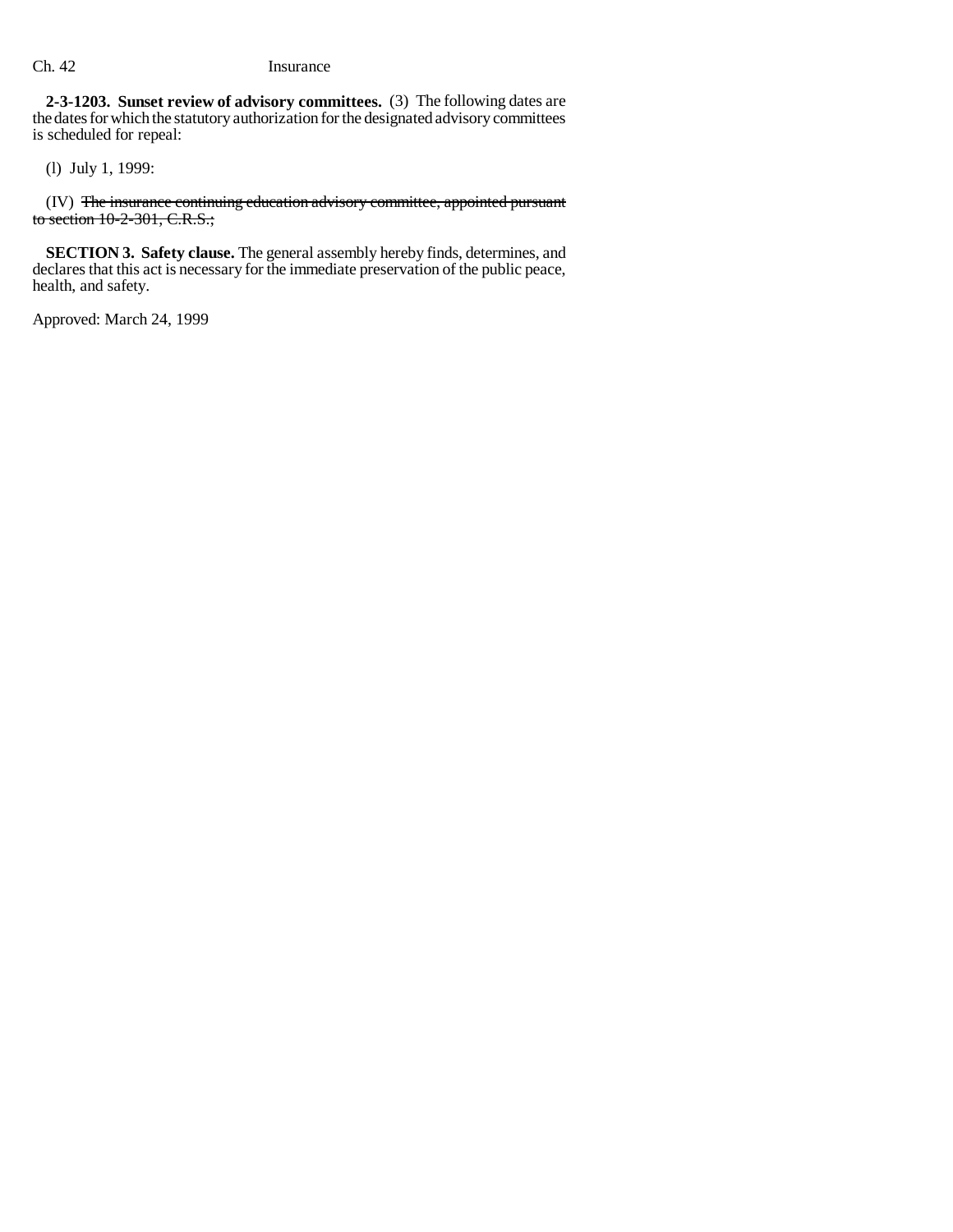**2-3-1203. Sunset review of advisory committees.** (3) The following dates are the dates for which the statutory authorization for the designated advisory committees is scheduled for repeal:

(l) July 1, 1999:

(IV) ~~The insurance continuing education advisory committee, appointed pursuant to section 10-2-301, C.R.S.;~~

**SECTION 3. Safety clause.** The general assembly hereby finds, determines, and declares that this act is necessary for the immediate preservation of the public peace, health, and safety.

Approved: March 24, 1999